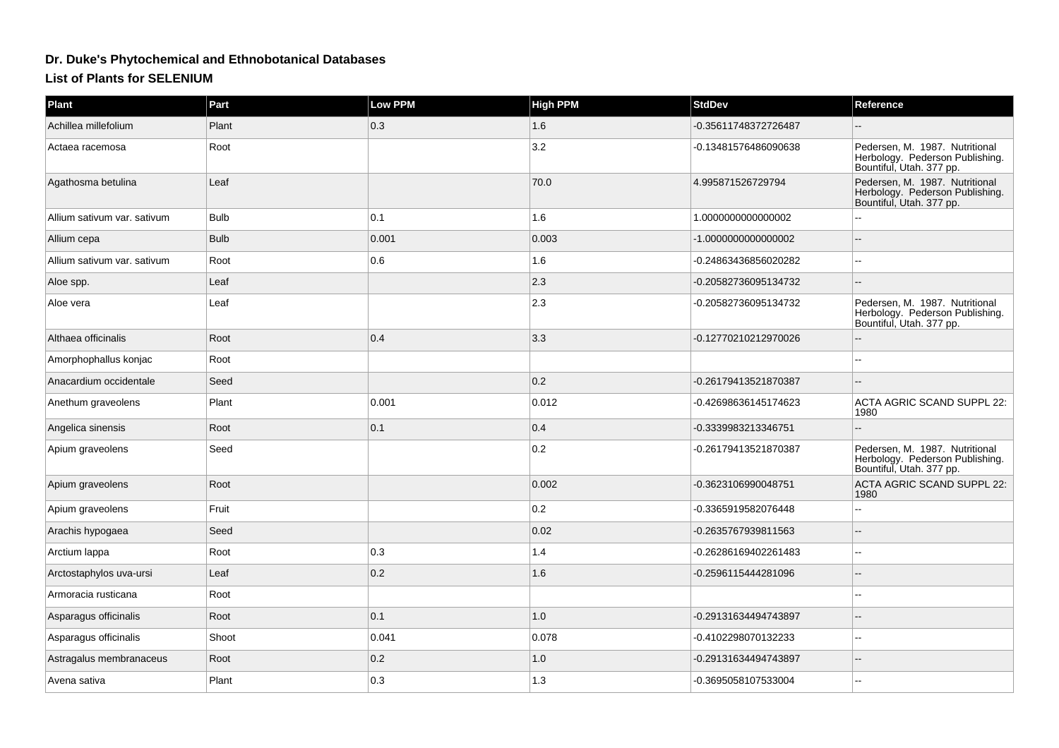# Dr. Duke's Phytochemical and Ethnobotanical Databases

## List of Plants for SELENIUM

| Plant | Part | Low PPM | High PPM | StdDev | Reference |
|---|---|---|---|---|---|
| Achillea millefolium | Plant | 0.3 | 1.6 | -0.35611748372726487 | -- |
| Actaea racemosa | Root | | 3.2 | -0.13481576486090638 | Pedersen, M. 1987. Nutritional Herbology. Pederson Publishing. Bountiful, Utah. 377 pp. |
| Agathosma betulina | Leaf | | 70.0 | 4.995871526729794 | Pedersen, M. 1987. Nutritional Herbology. Pederson Publishing. Bountiful, Utah. 377 pp. |
| Allium sativum var. sativum | Bulb | 0.1 | 1.6 | 1.0000000000000002 | -- |
| Allium cepa | Bulb | 0.001 | 0.003 | -1.0000000000000002 | -- |
| Allium sativum var. sativum | Root | 0.6 | 1.6 | -0.24863436856020282 | -- |
| Aloe spp. | Leaf | | 2.3 | -0.20582736095134732 | -- |
| Aloe vera | Leaf | | 2.3 | -0.20582736095134732 | Pedersen, M. 1987. Nutritional Herbology. Pederson Publishing. Bountiful, Utah. 377 pp. |
| Althaea officinalis | Root | 0.4 | 3.3 | -0.12770210212970026 | -- |
| Amorphophallus konjac | Root | | | | -- |
| Anacardium occidentale | Seed | | 0.2 | -0.26179413521870387 | -- |
| Anethum graveolens | Plant | 0.001 | 0.012 | -0.42698636145174623 | ACTA AGRIC SCAND SUPPL 22: 1980 |
| Angelica sinensis | Root | 0.1 | 0.4 | -0.3339983213346751 | -- |
| Apium graveolens | Seed | | 0.2 | -0.26179413521870387 | Pedersen, M. 1987. Nutritional Herbology. Pederson Publishing. Bountiful, Utah. 377 pp. |
| Apium graveolens | Root | | 0.002 | -0.3623106990048751 | ACTA AGRIC SCAND SUPPL 22: 1980 |
| Apium graveolens | Fruit | | 0.2 | -0.3365919582076448 | -- |
| Arachis hypogaea | Seed | | 0.02 | -0.2635767939811563 | -- |
| Arctium lappa | Root | 0.3 | 1.4 | -0.26286169402261483 | -- |
| Arctostaphylos uva-ursi | Leaf | 0.2 | 1.6 | -0.2596115444281096 | -- |
| Armoracia rusticana | Root | | | | -- |
| Asparagus officinalis | Root | 0.1 | 1.0 | -0.29131634494743897 | -- |
| Asparagus officinalis | Shoot | 0.041 | 0.078 | -0.4102298070132233 | -- |
| Astragalus membranaceus | Root | 0.2 | 1.0 | -0.29131634494743897 | -- |
| Avena sativa | Plant | 0.3 | 1.3 | -0.3695058107533004 | -- |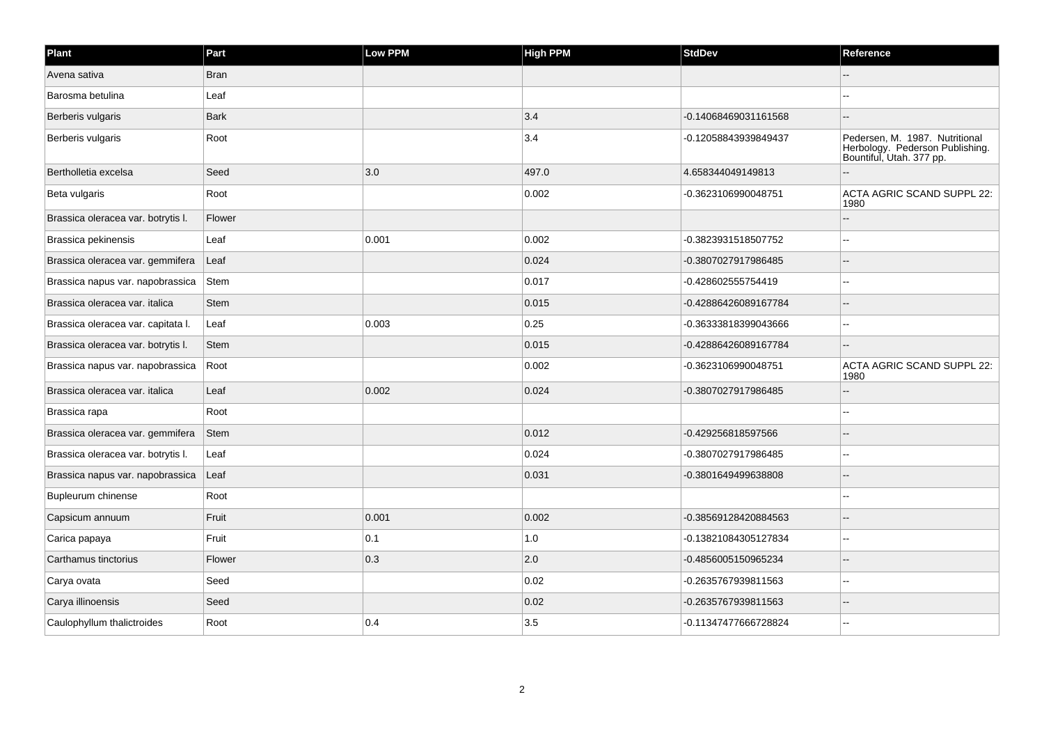| Plant | Part | Low PPM | High PPM | StdDev | Reference |
|---|---|---|---|---|---|
| Avena sativa | Bran | | | | -- |
| Barosma betulina | Leaf | | | | -- |
| Berberis vulgaris | Bark | | 3.4 | -0.14068469031161568 | -- |
| Berberis vulgaris | Root | | 3.4 | -0.12058843939849437 | Pedersen, M. 1987. Nutritional Herbology. Pederson Publishing. Bountiful, Utah. 377 pp. |
| Bertholletia excelsa | Seed | 3.0 | 497.0 | 4.658344049149813 | -- |
| Beta vulgaris | Root | | 0.002 | -0.3623106990048751 | ACTA AGRIC SCAND SUPPL 22: 1980 |
| Brassica oleracea var. botrytis l. | Flower | | | | -- |
| Brassica pekinensis | Leaf | 0.001 | 0.002 | -0.3823931518507752 | -- |
| Brassica oleracea var. gemmifera | Leaf | | 0.024 | -0.3807027917986485 | -- |
| Brassica napus var. napobrassica | Stem | | 0.017 | -0.428602555754419 | -- |
| Brassica oleracea var. italica | Stem | | 0.015 | -0.42886426089167784 | -- |
| Brassica oleracea var. capitata l. | Leaf | 0.003 | 0.25 | -0.36333818399043666 | -- |
| Brassica oleracea var. botrytis l. | Stem | | 0.015 | -0.42886426089167784 | -- |
| Brassica napus var. napobrassica | Root | | 0.002 | -0.3623106990048751 | ACTA AGRIC SCAND SUPPL 22: 1980 |
| Brassica oleracea var. italica | Leaf | 0.002 | 0.024 | -0.3807027917986485 | -- |
| Brassica rapa | Root | | | | -- |
| Brassica oleracea var. gemmifera | Stem | | 0.012 | -0.429256818597566 | -- |
| Brassica oleracea var. botrytis l. | Leaf | | 0.024 | -0.3807027917986485 | -- |
| Brassica napus var. napobrassica | Leaf | | 0.031 | -0.3801649499638808 | -- |
| Bupleurum chinense | Root | | | | -- |
| Capsicum annuum | Fruit | 0.001 | 0.002 | -0.38569128420884563 | -- |
| Carica papaya | Fruit | 0.1 | 1.0 | -0.13821084305127834 | -- |
| Carthamus tinctorius | Flower | 0.3 | 2.0 | -0.4856005150965234 | -- |
| Carya ovata | Seed | | 0.02 | -0.2635767939811563 | -- |
| Carya illinoensis | Seed | | 0.02 | -0.2635767939811563 | -- |
| Caulophyllum thalictroides | Root | 0.4 | 3.5 | -0.11347477666728824 | -- |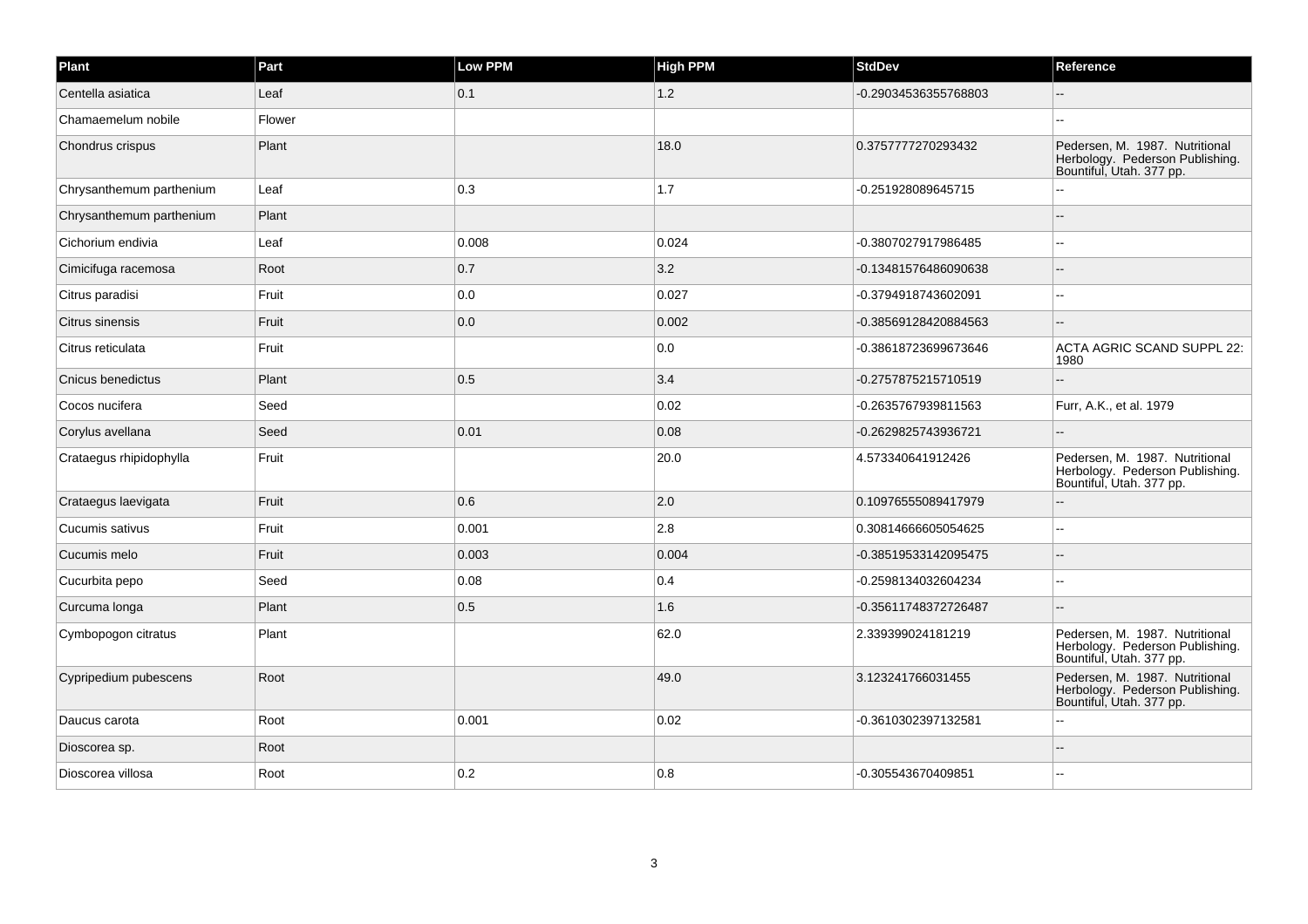| Plant | Part | Low PPM | High PPM | StdDev | Reference |
| --- | --- | --- | --- | --- | --- |
| Centella asiatica | Leaf | 0.1 | 1.2 | -0.29034536355768803 | -- |
| Chamaemelum nobile | Flower | | | | -- |
| Chondrus crispus | Plant | | 18.0 | 0.3757777270293432 | Pedersen, M. 1987. Nutritional Herbology. Pederson Publishing. Bountiful, Utah. 377 pp. |
| Chrysanthemum parthenium | Leaf | 0.3 | 1.7 | -0.251928089645715 | -- |
| Chrysanthemum parthenium | Plant | | | | -- |
| Cichorium endivia | Leaf | 0.008 | 0.024 | -0.3807027917986485 | -- |
| Cimicifuga racemosa | Root | 0.7 | 3.2 | -0.13481576486090638 | -- |
| Citrus paradisi | Fruit | 0.0 | 0.027 | -0.3794918743602091 | -- |
| Citrus sinensis | Fruit | 0.0 | 0.002 | -0.38569128420884563 | -- |
| Citrus reticulata | Fruit | | 0.0 | -0.38618723699673646 | ACTA AGRIC SCAND SUPPL 22: 1980 |
| Cnicus benedictus | Plant | 0.5 | 3.4 | -0.2757875215710519 | -- |
| Cocos nucifera | Seed | | 0.02 | -0.2635767939811563 | Furr, A.K., et al. 1979 |
| Corylus avellana | Seed | 0.01 | 0.08 | -0.2629825743936721 | -- |
| Crataegus rhipidophylla | Fruit | | 20.0 | 4.573340641912426 | Pedersen, M. 1987. Nutritional Herbology. Pederson Publishing. Bountiful, Utah. 377 pp. |
| Crataegus laevigata | Fruit | 0.6 | 2.0 | 0.10976555089417979 | -- |
| Cucumis sativus | Fruit | 0.001 | 2.8 | 0.30814666605054625 | -- |
| Cucumis melo | Fruit | 0.003 | 0.004 | -0.38519533142095475 | -- |
| Cucurbita pepo | Seed | 0.08 | 0.4 | -0.2598134032604234 | -- |
| Curcuma longa | Plant | 0.5 | 1.6 | -0.35611748372726487 | -- |
| Cymbopogon citratus | Plant | | 62.0 | 2.339399024181219 | Pedersen, M. 1987. Nutritional Herbology. Pederson Publishing. Bountiful, Utah. 377 pp. |
| Cypripedium pubescens | Root | | 49.0 | 3.123241766031455 | Pedersen, M. 1987. Nutritional Herbology. Pederson Publishing. Bountiful, Utah. 377 pp. |
| Daucus carota | Root | 0.001 | 0.02 | -0.3610302397132581 | -- |
| Dioscorea sp. | Root | | | | -- |
| Dioscorea villosa | Root | 0.2 | 0.8 | -0.305543670409851 | -- |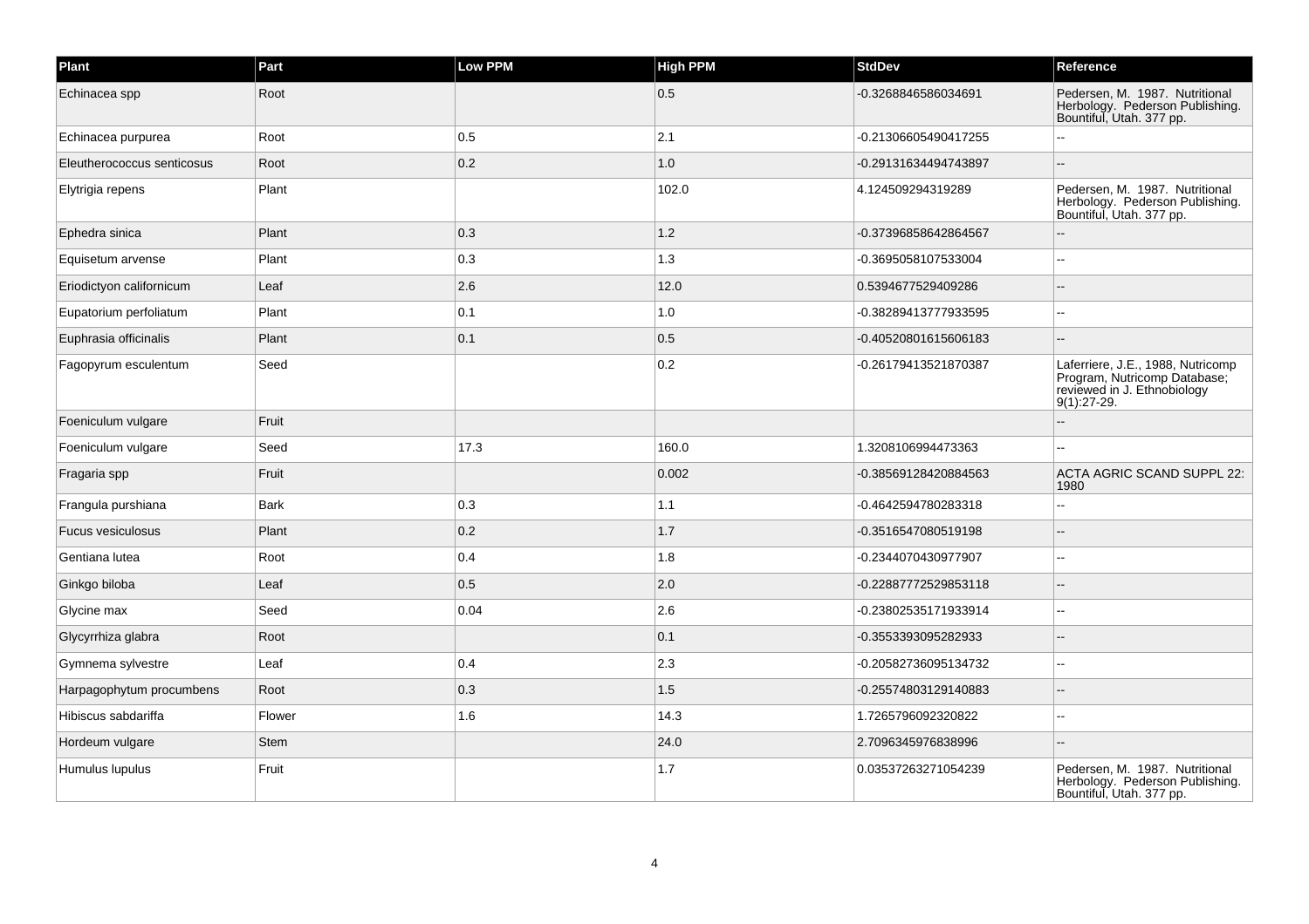| Plant | Part | Low PPM | High PPM | StdDev | Reference |
| --- | --- | --- | --- | --- | --- |
| Echinacea spp | Root | | 0.5 | -0.3268846586034691 | Pedersen, M. 1987. Nutritional Herbology. Pederson Publishing. Bountiful, Utah. 377 pp. |
| Echinacea purpurea | Root | 0.5 | 2.1 | -0.21306605490417255 | -- |
| Eleutherococcus senticosus | Root | 0.2 | 1.0 | -0.29131634494743897 | -- |
| Elytrigia repens | Plant | | 102.0 | 4.124509294319289 | Pedersen, M. 1987. Nutritional Herbology. Pederson Publishing. Bountiful, Utah. 377 pp. |
| Ephedra sinica | Plant | 0.3 | 1.2 | -0.37396858642864567 | -- |
| Equisetum arvense | Plant | 0.3 | 1.3 | -0.3695058107533004 | -- |
| Eriodictyon californicum | Leaf | 2.6 | 12.0 | 0.5394677529409286 | -- |
| Eupatorium perfoliatum | Plant | 0.1 | 1.0 | -0.38289413777933595 | -- |
| Euphrasia officinalis | Plant | 0.1 | 0.5 | -0.40520801615606183 | -- |
| Fagopyrum esculentum | Seed | | 0.2 | -0.26179413521870387 | Laferriere, J.E., 1988, Nutricomp Program, Nutricomp Database; reviewed in J. Ethnobiology 9(1):27-29. |
| Foeniculum vulgare | Fruit | | | | -- |
| Foeniculum vulgare | Seed | 17.3 | 160.0 | 1.3208106994473363 | -- |
| Fragaria spp | Fruit | | 0.002 | -0.38569128420884563 | ACTA AGRIC SCAND SUPPL 22: 1980 |
| Frangula purshiana | Bark | 0.3 | 1.1 | -0.4642594780283318 | -- |
| Fucus vesiculosus | Plant | 0.2 | 1.7 | -0.3516547080519198 | -- |
| Gentiana lutea | Root | 0.4 | 1.8 | -0.2344070430977907 | -- |
| Ginkgo biloba | Leaf | 0.5 | 2.0 | -0.22887772529853118 | -- |
| Glycine max | Seed | 0.04 | 2.6 | -0.23802535171933914 | -- |
| Glycyrrhiza glabra | Root | | 0.1 | -0.3553393095282933 | -- |
| Gymnema sylvestre | Leaf | 0.4 | 2.3 | -0.20582736095134732 | -- |
| Harpagophytum procumbens | Root | 0.3 | 1.5 | -0.25574803129140883 | -- |
| Hibiscus sabdariffa | Flower | 1.6 | 14.3 | 1.7265796092320822 | -- |
| Hordeum vulgare | Stem | | 24.0 | 2.7096345976838996 | -- |
| Humulus lupulus | Fruit | | 1.7 | 0.03537263271054239 | Pedersen, M. 1987. Nutritional Herbology. Pederson Publishing. Bountiful, Utah. 377 pp. |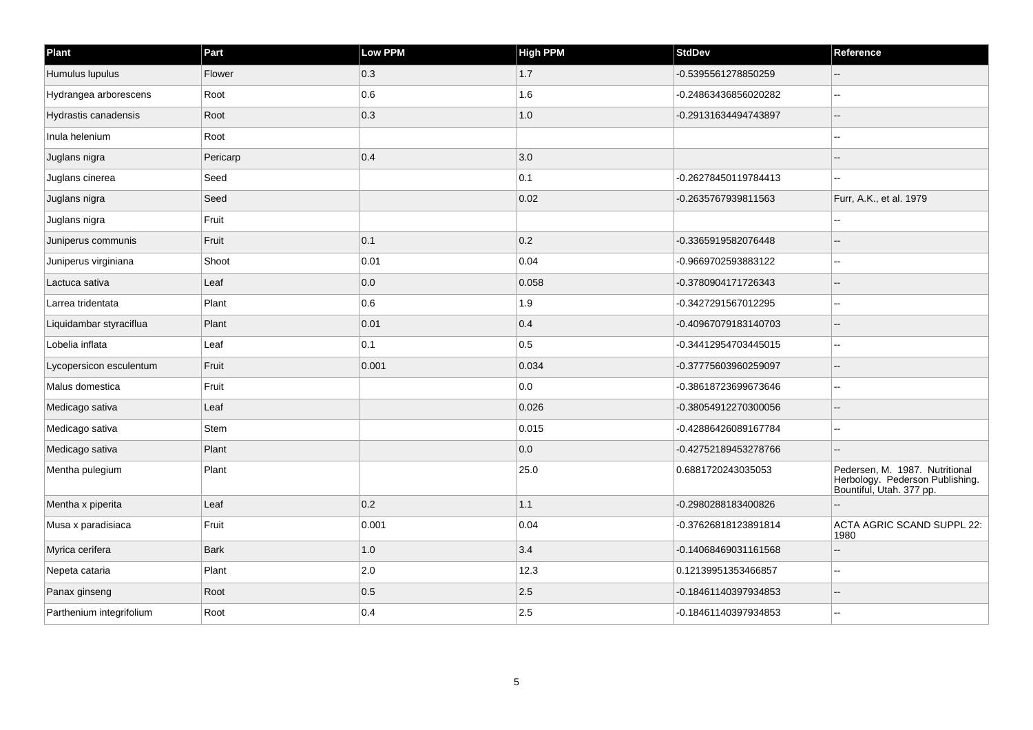| Plant | Part | Low PPM | High PPM | StdDev | Reference |
| --- | --- | --- | --- | --- | --- |
| Humulus lupulus | Flower | 0.3 | 1.7 | -0.5395561278850259 | -- |
| Hydrangea arborescens | Root | 0.6 | 1.6 | -0.24863436856020282 | -- |
| Hydrastis canadensis | Root | 0.3 | 1.0 | -0.29131634494743897 | -- |
| Inula helenium | Root | | | | -- |
| Juglans nigra | Pericarp | 0.4 | 3.0 | | -- |
| Juglans cinerea | Seed | | 0.1 | -0.26278450119784413 | -- |
| Juglans nigra | Seed | | 0.02 | -0.2635767939811563 | Furr, A.K., et al. 1979 |
| Juglans nigra | Fruit | | | | -- |
| Juniperus communis | Fruit | 0.1 | 0.2 | -0.3365919582076448 | -- |
| Juniperus virginiana | Shoot | 0.01 | 0.04 | -0.9669702593883122 | -- |
| Lactuca sativa | Leaf | 0.0 | 0.058 | -0.3780904171726343 | -- |
| Larrea tridentata | Plant | 0.6 | 1.9 | -0.3427291567012295 | -- |
| Liquidambar styraciflua | Plant | 0.01 | 0.4 | -0.40967079183140703 | -- |
| Lobelia inflata | Leaf | 0.1 | 0.5 | -0.34412954703445015 | -- |
| Lycopersicon esculentum | Fruit | 0.001 | 0.034 | -0.37775603960259097 | -- |
| Malus domestica | Fruit | | 0.0 | -0.38618723699673646 | -- |
| Medicago sativa | Leaf | | 0.026 | -0.38054912270300056 | -- |
| Medicago sativa | Stem | | 0.015 | -0.42886426089167784 | -- |
| Medicago sativa | Plant | | 0.0 | -0.42752189453278766 | -- |
| Mentha pulegium | Plant | | 25.0 | 0.6881720243035053 | Pedersen, M. 1987. Nutritional Herbology. Pederson Publishing. Bountiful, Utah. 377 pp. |
| Mentha x piperita | Leaf | 0.2 | 1.1 | -0.2980288183400826 | -- |
| Musa x paradisiaca | Fruit | 0.001 | 0.04 | -0.37626818123891814 | ACTA AGRIC SCAND SUPPL 22: 1980 |
| Myrica cerifera | Bark | 1.0 | 3.4 | -0.14068469031161568 | -- |
| Nepeta cataria | Plant | 2.0 | 12.3 | 0.12139951353466857 | -- |
| Panax ginseng | Root | 0.5 | 2.5 | -0.18461140397934853 | -- |
| Parthenium integrifolium | Root | 0.4 | 2.5 | -0.18461140397934853 | -- |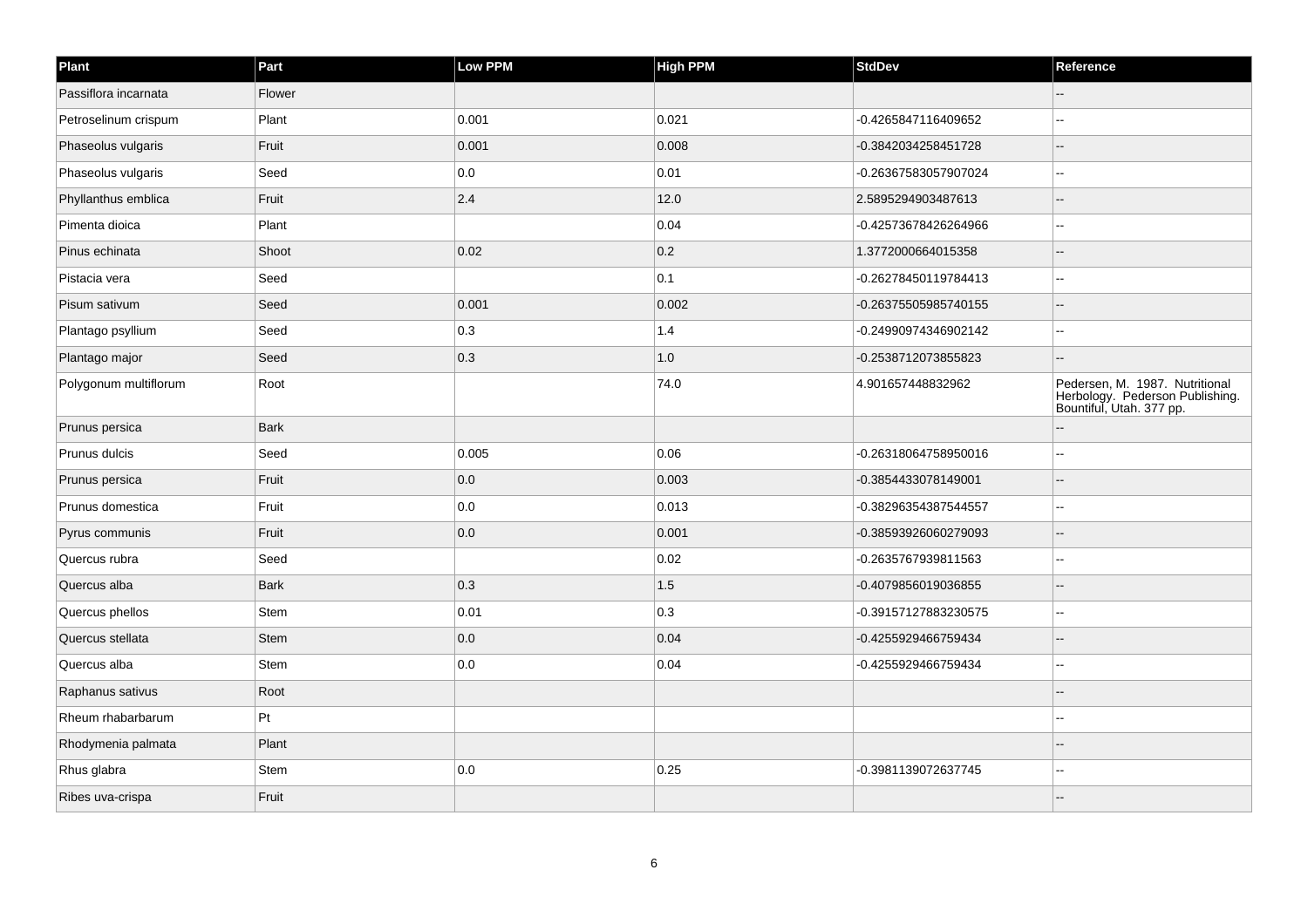| Plant | Part | Low PPM | High PPM | StdDev | Reference |
| --- | --- | --- | --- | --- | --- |
| Passiflora incarnata | Flower | | | | -- |
| Petroselinum crispum | Plant | 0.001 | 0.021 | -0.4265847116409652 | -- |
| Phaseolus vulgaris | Fruit | 0.001 | 0.008 | -0.3842034258451728 | -- |
| Phaseolus vulgaris | Seed | 0.0 | 0.01 | -0.26367583057907024 | -- |
| Phyllanthus emblica | Fruit | 2.4 | 12.0 | 2.5895294903487613 | -- |
| Pimenta dioica | Plant | | 0.04 | -0.42573678426264966 | -- |
| Pinus echinata | Shoot | 0.02 | 0.2 | 1.3772000664015358 | -- |
| Pistacia vera | Seed | | 0.1 | -0.26278450119784413 | -- |
| Pisum sativum | Seed | 0.001 | 0.002 | -0.26375505985740155 | -- |
| Plantago psyllium | Seed | 0.3 | 1.4 | -0.24990974346902142 | -- |
| Plantago major | Seed | 0.3 | 1.0 | -0.2538712073855823 | -- |
| Polygonum multiflorum | Root | | 74.0 | 4.901657448832962 | Pedersen, M. 1987. Nutritional Herbology. Pederson Publishing. Bountiful, Utah. 377 pp. |
| Prunus persica | Bark | | | | -- |
| Prunus dulcis | Seed | 0.005 | 0.06 | -0.26318064758950016 | -- |
| Prunus persica | Fruit | 0.0 | 0.003 | -0.3854433078149001 | -- |
| Prunus domestica | Fruit | 0.0 | 0.013 | -0.38296354387544557 | -- |
| Pyrus communis | Fruit | 0.0 | 0.001 | -0.38593926060279093 | -- |
| Quercus rubra | Seed | | 0.02 | -0.2635767939811563 | -- |
| Quercus alba | Bark | 0.3 | 1.5 | -0.4079856019036855 | -- |
| Quercus phellos | Stem | 0.01 | 0.3 | -0.39157127883230575 | -- |
| Quercus stellata | Stem | 0.0 | 0.04 | -0.4255929466759434 | -- |
| Quercus alba | Stem | 0.0 | 0.04 | -0.4255929466759434 | -- |
| Raphanus sativus | Root | | | | -- |
| Rheum rhabarbarum | Pt | | | | -- |
| Rhodymenia palmata | Plant | | | | -- |
| Rhus glabra | Stem | 0.0 | 0.25 | -0.3981139072637745 | -- |
| Ribes uva-crispa | Fruit | | | | -- |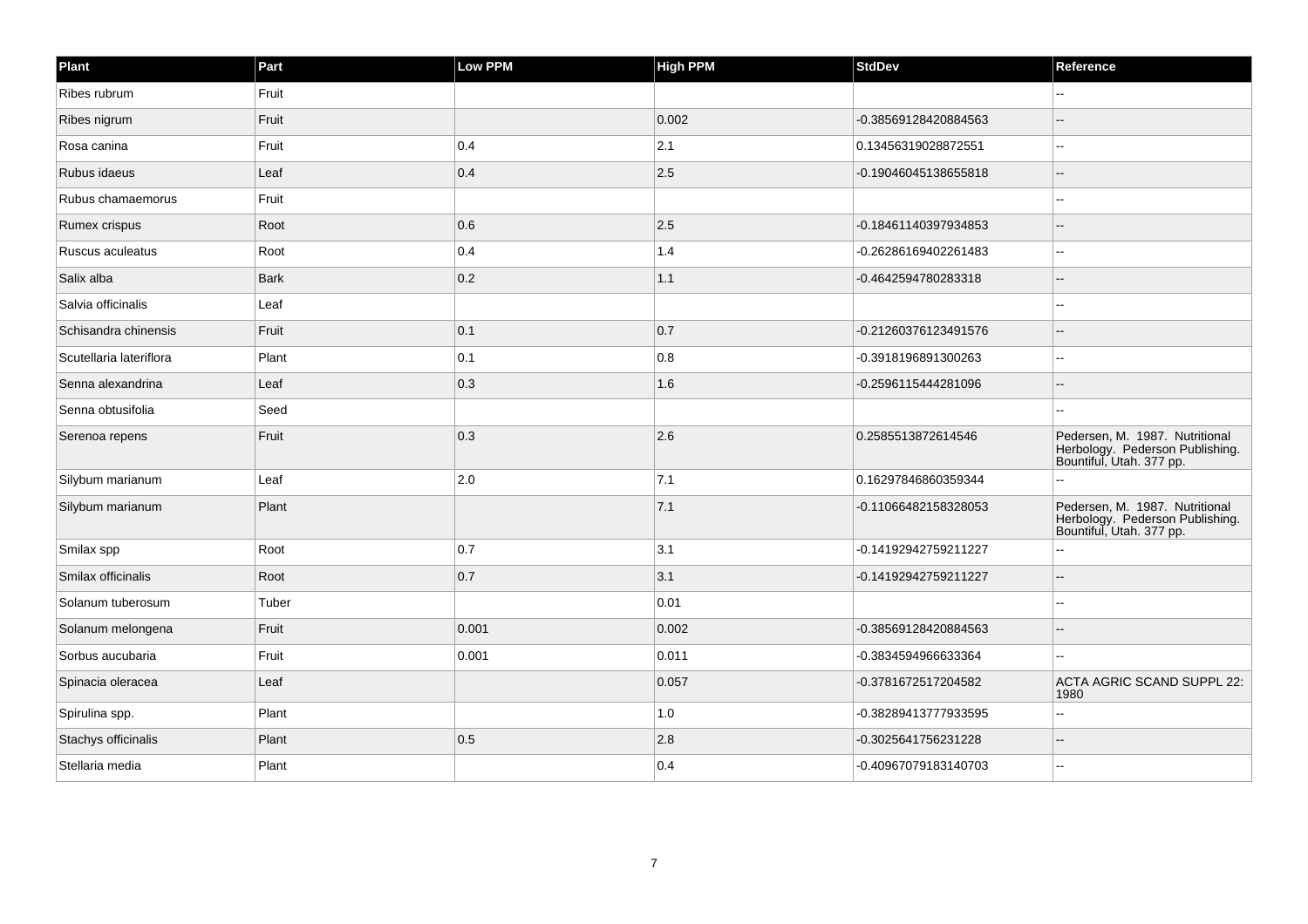| Plant | Part | Low PPM | High PPM | StdDev | Reference |
|---|---|---|---|---|---|
| Ribes rubrum | Fruit | | | | -- |
| Ribes nigrum | Fruit | | 0.002 | -0.38569128420884563 | -- |
| Rosa canina | Fruit | 0.4 | 2.1 | 0.13456319028872551 | -- |
| Rubus idaeus | Leaf | 0.4 | 2.5 | -0.19046045138655818 | -- |
| Rubus chamaemorus | Fruit | | | | -- |
| Rumex crispus | Root | 0.6 | 2.5 | -0.18461140397934853 | -- |
| Ruscus aculeatus | Root | 0.4 | 1.4 | -0.26286169402261483 | -- |
| Salix alba | Bark | 0.2 | 1.1 | -0.4642594780283318 | -- |
| Salvia officinalis | Leaf | | | | -- |
| Schisandra chinensis | Fruit | 0.1 | 0.7 | -0.21260376123491576 | -- |
| Scutellaria lateriflora | Plant | 0.1 | 0.8 | -0.3918196891300263 | -- |
| Senna alexandrina | Leaf | 0.3 | 1.6 | -0.2596115444281096 | -- |
| Senna obtusifolia | Seed | | | | -- |
| Serenoa repens | Fruit | 0.3 | 2.6 | 0.2585513872614546 | Pedersen, M. 1987. Nutritional Herbology. Pederson Publishing. Bountiful, Utah. 377 pp. |
| Silybum marianum | Leaf | 2.0 | 7.1 | 0.16297846860359344 | -- |
| Silybum marianum | Plant | | 7.1 | -0.11066482158328053 | Pedersen, M. 1987. Nutritional Herbology. Pederson Publishing. Bountiful, Utah. 377 pp. |
| Smilax spp | Root | 0.7 | 3.1 | -0.14192942759211227 | -- |
| Smilax officinalis | Root | 0.7 | 3.1 | -0.14192942759211227 | -- |
| Solanum tuberosum | Tuber | | 0.01 | | -- |
| Solanum melongena | Fruit | 0.001 | 0.002 | -0.38569128420884563 | -- |
| Sorbus aucubaria | Fruit | 0.001 | 0.011 | -0.3834594966633364 | -- |
| Spinacia oleracea | Leaf | | 0.057 | -0.3781672517204582 | ACTA AGRIC SCAND SUPPL 22: 1980 |
| Spirulina spp. | Plant | | 1.0 | -0.38289413777933595 | -- |
| Stachys officinalis | Plant | 0.5 | 2.8 | -0.3025641756231228 | -- |
| Stellaria media | Plant | | 0.4 | -0.40967079183140703 | -- |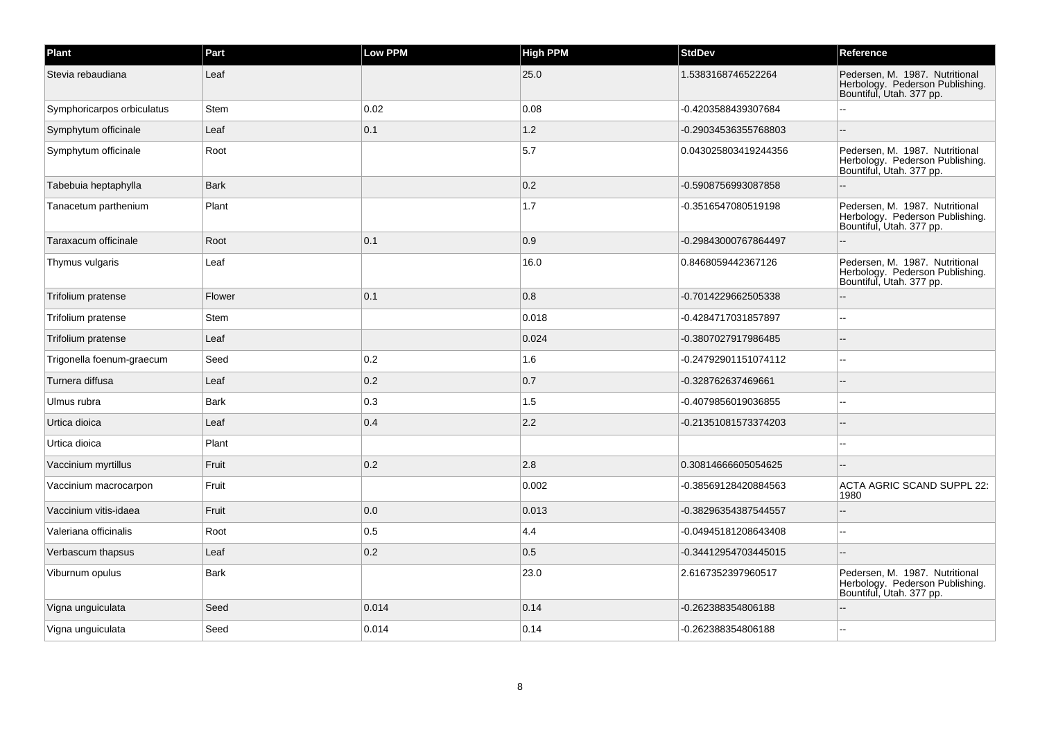| Plant | Part | Low PPM | High PPM | StdDev | Reference |
| --- | --- | --- | --- | --- | --- |
| Stevia rebaudiana | Leaf | | 25.0 | 1.5383168746522264 | Pedersen, M. 1987. Nutritional Herbology. Pederson Publishing. Bountiful, Utah. 377 pp. |
| Symphoricarpos orbiculatus | Stem | 0.02 | 0.08 | -0.4203588439307684 | -- |
| Symphytum officinale | Leaf | 0.1 | 1.2 | -0.29034536355768803 | -- |
| Symphytum officinale | Root | | 5.7 | 0.043025803419244356 | Pedersen, M. 1987. Nutritional Herbology. Pederson Publishing. Bountiful, Utah. 377 pp. |
| Tabebuia heptaphylla | Bark | | 0.2 | -0.5908756993087858 | -- |
| Tanacetum parthenium | Plant | | 1.7 | -0.3516547080519198 | Pedersen, M. 1987. Nutritional Herbology. Pederson Publishing. Bountiful, Utah. 377 pp. |
| Taraxacum officinale | Root | 0.1 | 0.9 | -0.29843000767864497 | -- |
| Thymus vulgaris | Leaf | | 16.0 | 0.8468059442367126 | Pedersen, M. 1987. Nutritional Herbology. Pederson Publishing. Bountiful, Utah. 377 pp. |
| Trifolium pratense | Flower | 0.1 | 0.8 | -0.7014229662505338 | -- |
| Trifolium pratense | Stem | | 0.018 | -0.4284717031857897 | -- |
| Trifolium pratense | Leaf | | 0.024 | -0.3807027917986485 | -- |
| Trigonella foenum-graecum | Seed | 0.2 | 1.6 | -0.24792901151074112 | -- |
| Turnera diffusa | Leaf | 0.2 | 0.7 | -0.328762637469661 | -- |
| Ulmus rubra | Bark | 0.3 | 1.5 | -0.4079856019036855 | -- |
| Urtica dioica | Leaf | 0.4 | 2.2 | -0.21351081573374203 | -- |
| Urtica dioica | Plant | | | | -- |
| Vaccinium myrtillus | Fruit | 0.2 | 2.8 | 0.30814666605054625 | -- |
| Vaccinium macrocarpon | Fruit | | 0.002 | -0.38569128420884563 | ACTA AGRIC SCAND SUPPL 22: 1980 |
| Vaccinium vitis-idaea | Fruit | 0.0 | 0.013 | -0.38296354387544557 | -- |
| Valeriana officinalis | Root | 0.5 | 4.4 | -0.04945181208643408 | -- |
| Verbascum thapsus | Leaf | 0.2 | 0.5 | -0.34412954703445015 | -- |
| Viburnum opulus | Bark | | 23.0 | 2.6167352397960517 | Pedersen, M. 1987. Nutritional Herbology. Pederson Publishing. Bountiful, Utah. 377 pp. |
| Vigna unguiculata | Seed | 0.014 | 0.14 | -0.262388354806188 | -- |
| Vigna unguiculata | Seed | 0.014 | 0.14 | -0.262388354806188 | -- |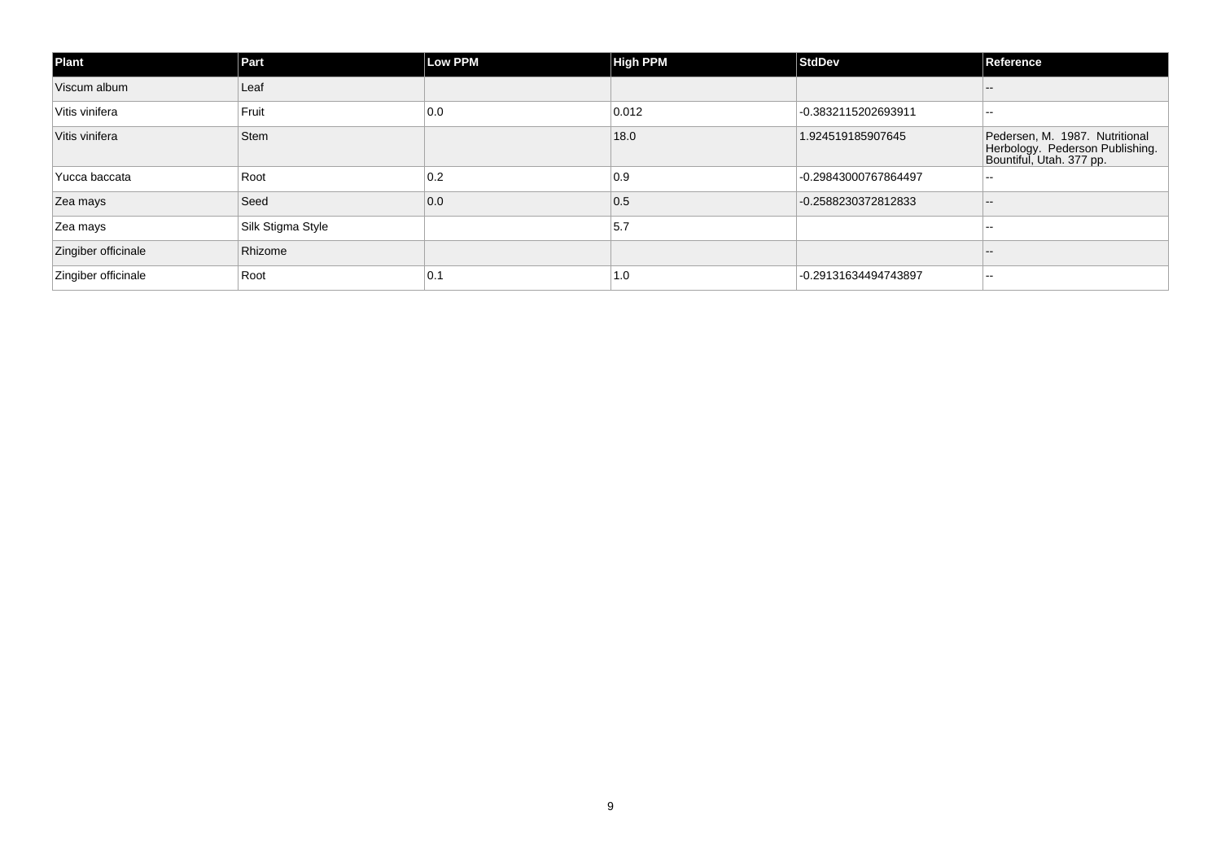| Plant | Part | Low PPM | High PPM | StdDev | Reference |
|---|---|---|---|---|---|
| Viscum album | Leaf | | | | -- |
| Vitis vinifera | Fruit | 0.0 | 0.012 | -0.3832115202693911 | -- |
| Vitis vinifera | Stem | | 18.0 | 1.924519185907645 | Pedersen, M. 1987. Nutritional Herbology. Pederson Publishing. Bountiful, Utah. 377 pp. |
| Yucca baccata | Root | 0.2 | 0.9 | -0.29843000767864497 | -- |
| Zea mays | Seed | 0.0 | 0.5 | -0.2588230372812833 | -- |
| Zea mays | Silk Stigma Style | | 5.7 | | -- |
| Zingiber officinale | Rhizome | | | | -- |
| Zingiber officinale | Root | 0.1 | 1.0 | -0.29131634494743897 | -- |